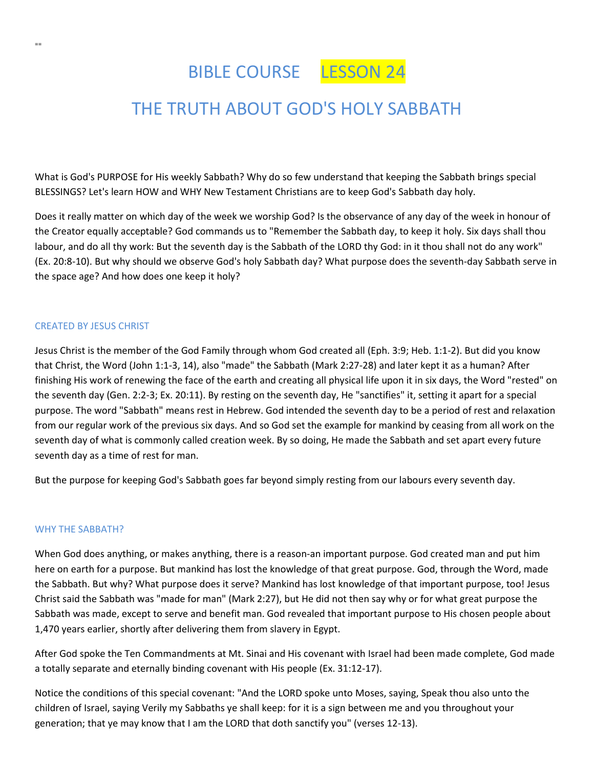# BIBLE COURSE LESSON 24

## THE TRUTH ABOUT GOD'S HOLY SABBATH

What is God's PURPOSE for His weekly Sabbath? Why do so few understand that keeping the Sabbath brings special BLESSINGS? Let's learn HOW and WHY New Testament Christians are to keep God's Sabbath day holy.

Does it really matter on which day of the week we worship God? Is the observance of any day of the week in honour of the Creator equally acceptable? God commands us to "Remember the Sabbath day, to keep it holy. Six days shall thou labour, and do all thy work: But the seventh day is the Sabbath of the LORD thy God: in it thou shall not do any work" (Ex. 20:8-10). But why should we observe God's holy Sabbath day? What purpose does the seventh-day Sabbath serve in the space age? And how does one keep it holy?

### CREATED BY JESUS CHRIST

Jesus Christ is the member of the God Family through whom God created all (Eph. 3:9; Heb. 1:1-2). But did you know that Christ, the Word (John 1:1-3, 14), also "made" the Sabbath (Mark 2:27-28) and later kept it as a human? After finishing His work of renewing the face of the earth and creating all physical life upon it in six days, the Word "rested" on the seventh day (Gen. 2:2-3; Ex. 20:11). By resting on the seventh day, He "sanctifies" it, setting it apart for a special purpose. The word "Sabbath" means rest in Hebrew. God intended the seventh day to be a period of rest and relaxation from our regular work of the previous six days. And so God set the example for mankind by ceasing from all work on the seventh day of what is commonly called creation week. By so doing, He made the Sabbath and set apart every future seventh day as a time of rest for man.

But the purpose for keeping God's Sabbath goes far beyond simply resting from our labours every seventh day.

### WHY THE SABBATH?

When God does anything, or makes anything, there is a reason-an important purpose. God created man and put him here on earth for a purpose. But mankind has lost the knowledge of that great purpose. God, through the Word, made the Sabbath. But why? What purpose does it serve? Mankind has lost knowledge of that important purpose, too! Jesus Christ said the Sabbath was "made for man" (Mark 2:27), but He did not then say why or for what great purpose the Sabbath was made, except to serve and benefit man. God revealed that important purpose to His chosen people about 1,470 years earlier, shortly after delivering them from slavery in Egypt.

After God spoke the Ten Commandments at Mt. Sinai and His covenant with Israel had been made complete, God made a totally separate and eternally binding covenant with His people (Ex. 31:12-17).

Notice the conditions of this special covenant: "And the LORD spoke unto Moses, saying, Speak thou also unto the children of Israel, saying Verily my Sabbaths ye shall keep: for it is a sign between me and you throughout your generation; that ye may know that I am the LORD that doth sanctify you" (verses 12-13).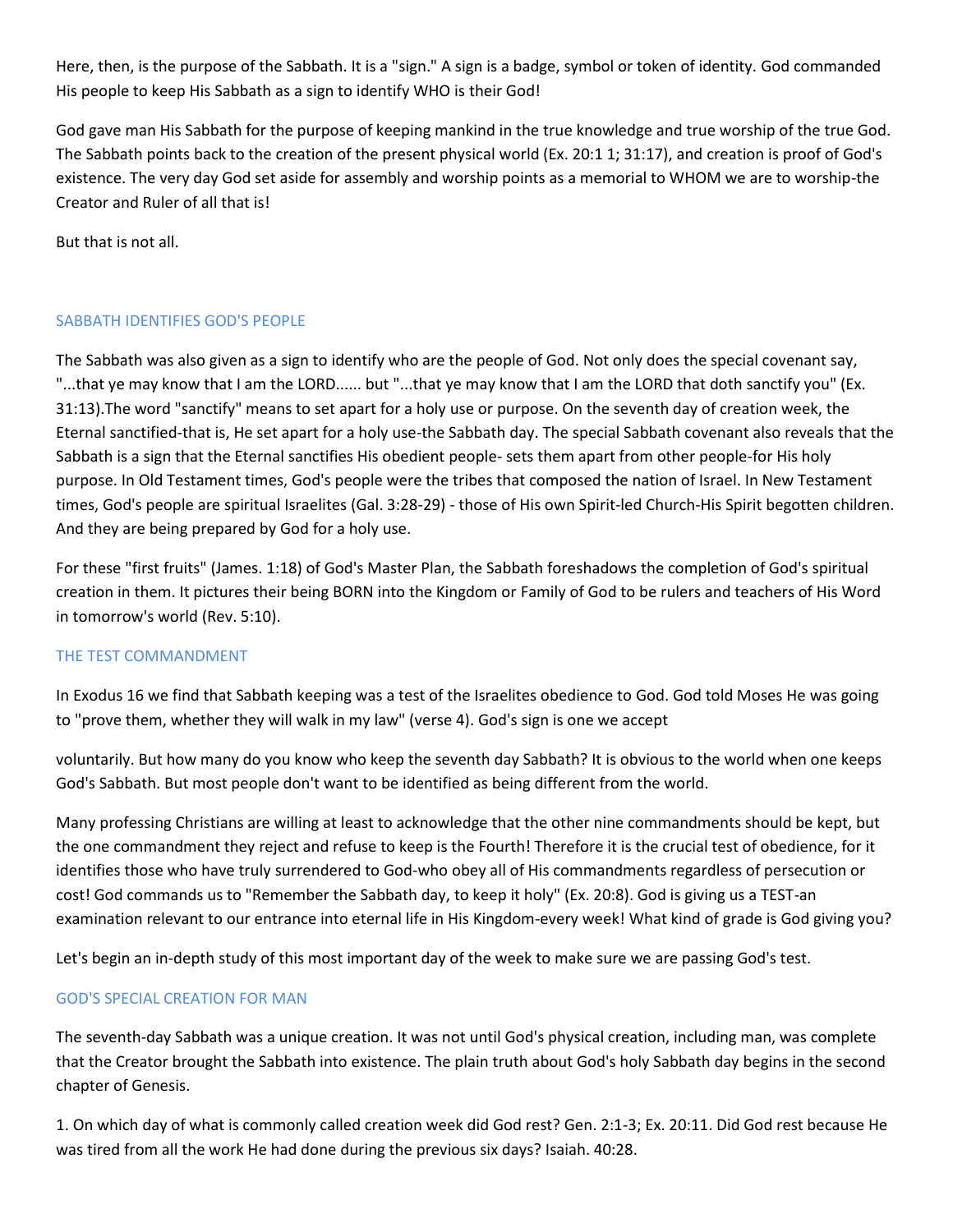Here, then, is the purpose of the Sabbath. It is a "sign." A sign is a badge, symbol or token of identity. God commanded His people to keep His Sabbath as a sign to identify WHO is their God!

God gave man His Sabbath for the purpose of keeping mankind in the true knowledge and true worship of the true God. The Sabbath points back to the creation of the present physical world (Ex. 20:1 1; 31:17), and creation is proof of God's existence. The very day God set aside for assembly and worship points as a memorial to WHOM we are to worship-the Creator and Ruler of all that is!

But that is not all.

## SABBATH IDENTIFIES GOD'S PEOPLE

The Sabbath was also given as a sign to identify who are the people of God. Not only does the special covenant say, "...that ye may know that I am the LORD...... but "...that ye may know that I am the LORD that doth sanctify you" (Ex. 31:13).The word "sanctify" means to set apart for a holy use or purpose. On the seventh day of creation week, the Eternal sanctified-that is, He set apart for a holy use-the Sabbath day. The special Sabbath covenant also reveals that the Sabbath is a sign that the Eternal sanctifies His obedient people- sets them apart from other people-for His holy purpose. In Old Testament times, God's people were the tribes that composed the nation of Israel. In New Testament times, God's people are spiritual Israelites (Gal. 3:28-29) - those of His own Spirit-led Church-His Spirit begotten children. And they are being prepared by God for a holy use.

For these "first fruits" (James. 1:18) of God's Master Plan, the Sabbath foreshadows the completion of God's spiritual creation in them. It pictures their being BORN into the Kingdom or Family of God to be rulers and teachers of His Word in tomorrow's world (Rev. 5:10).

## THE TEST COMMANDMENT

In Exodus 16 we find that Sabbath keeping was a test of the Israelites obedience to God. God told Moses He was going to "prove them, whether they will walk in my law" (verse 4). God's sign is one we accept

voluntarily. But how many do you know who keep the seventh day Sabbath? It is obvious to the world when one keeps God's Sabbath. But most people don't want to be identified as being different from the world.

Many professing Christians are willing at least to acknowledge that the other nine commandments should be kept, but the one commandment they reject and refuse to keep is the Fourth! Therefore it is the crucial test of obedience, for it identifies those who have truly surrendered to God-who obey all of His commandments regardless of persecution or cost! God commands us to "Remember the Sabbath day, to keep it holy" (Ex. 20:8). God is giving us a TEST-an examination relevant to our entrance into eternal life in His Kingdom-every week! What kind of grade is God giving you?

Let's begin an in-depth study of this most important day of the week to make sure we are passing God's test.

## GOD'S SPECIAL CREATION FOR MAN

The seventh-day Sabbath was a unique creation. It was not until God's physical creation, including man, was complete that the Creator brought the Sabbath into existence. The plain truth about God's holy Sabbath day begins in the second chapter of Genesis.

1. On which day of what is commonly called creation week did God rest? Gen. 2:1-3; Ex. 20:11. Did God rest because He was tired from all the work He had done during the previous six days? Isaiah. 40:28.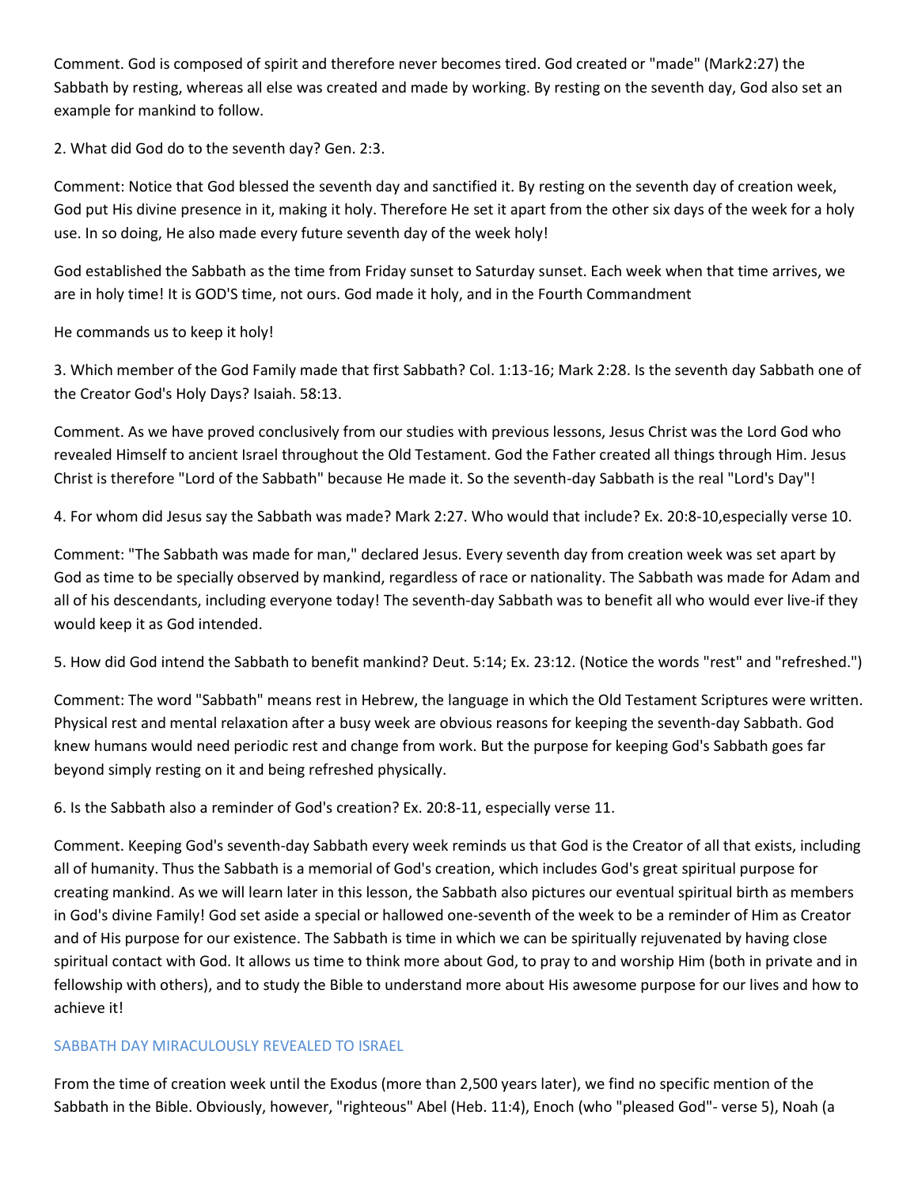Comment. God is composed of spirit and therefore never becomes tired. God created or "made" (Mark2:27) the Sabbath by resting, whereas all else was created and made by working. By resting on the seventh day, God also set an example for mankind to follow.

2. What did God do to the seventh day? Gen. 2:3.

Comment: Notice that God blessed the seventh day and sanctified it. By resting on the seventh day of creation week, God put His divine presence in it, making it holy. Therefore He set it apart from the other six days of the week for a holy use. In so doing, He also made every future seventh day of the week holy!

God established the Sabbath as the time from Friday sunset to Saturday sunset. Each week when that time arrives, we are in holy time! It is GOD'S time, not ours. God made it holy, and in the Fourth Commandment

He commands us to keep it holy!

3. Which member of the God Family made that first Sabbath? Col. 1:13-16; Mark 2:28. Is the seventh day Sabbath one of the Creator God's Holy Days? Isaiah. 58:13.

Comment. As we have proved conclusively from our studies with previous lessons, Jesus Christ was the Lord God who revealed Himself to ancient Israel throughout the Old Testament. God the Father created all things through Him. Jesus Christ is therefore "Lord of the Sabbath" because He made it. So the seventh-day Sabbath is the real "Lord's Day"!

4. For whom did Jesus say the Sabbath was made? Mark 2:27. Who would that include? Ex. 20:8-10,especially verse 10.

Comment: "The Sabbath was made for man," declared Jesus. Every seventh day from creation week was set apart by God as time to be specially observed by mankind, regardless of race or nationality. The Sabbath was made for Adam and all of his descendants, including everyone today! The seventh-day Sabbath was to benefit all who would ever live-if they would keep it as God intended.

5. How did God intend the Sabbath to benefit mankind? Deut. 5:14; Ex. 23:12. (Notice the words "rest" and "refreshed.")

Comment: The word "Sabbath" means rest in Hebrew, the language in which the Old Testament Scriptures were written. Physical rest and mental relaxation after a busy week are obvious reasons for keeping the seventh-day Sabbath. God knew humans would need periodic rest and change from work. But the purpose for keeping God's Sabbath goes far beyond simply resting on it and being refreshed physically.

6. Is the Sabbath also a reminder of God's creation? Ex. 20:8-11, especially verse 11.

Comment. Keeping God's seventh-day Sabbath every week reminds us that God is the Creator of all that exists, including all of humanity. Thus the Sabbath is a memorial of God's creation, which includes God's great spiritual purpose for creating mankind. As we will learn later in this lesson, the Sabbath also pictures our eventual spiritual birth as members in God's divine Family! God set aside a special or hallowed one-seventh of the week to be a reminder of Him as Creator and of His purpose for our existence. The Sabbath is time in which we can be spiritually rejuvenated by having close spiritual contact with God. It allows us time to think more about God, to pray to and worship Him (both in private and in fellowship with others), and to study the Bible to understand more about His awesome purpose for our lives and how to achieve it!

### SABBATH DAY MIRACULOUSLY REVEALED TO ISRAEL

From the time of creation week until the Exodus (more than 2,500 years later), we find no specific mention of the Sabbath in the Bible. Obviously, however, "righteous" Abel (Heb. 11:4), Enoch (who "pleased God"- verse 5), Noah (a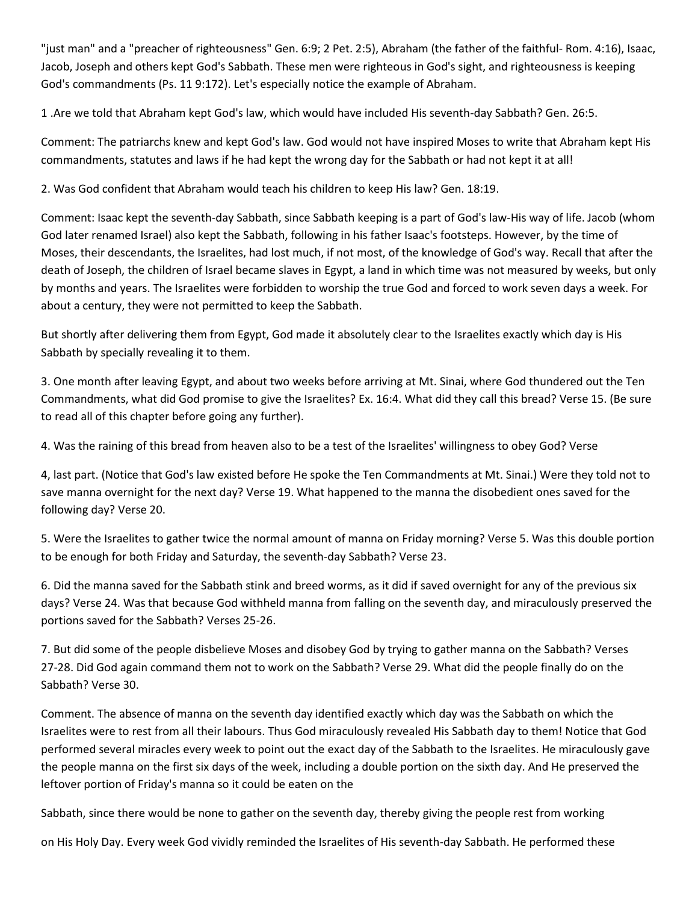"just man" and a "preacher of righteousness" Gen. 6:9; 2 Pet. 2:5), Abraham (the father of the faithful- Rom. 4:16), Isaac, Jacob, Joseph and others kept God's Sabbath. These men were righteous in God's sight, and righteousness is keeping God's commandments (Ps. 11 9:172). Let's especially notice the example of Abraham.

1 .Are we told that Abraham kept God's law, which would have included His seventh-day Sabbath? Gen. 26:5.

Comment: The patriarchs knew and kept God's law. God would not have inspired Moses to write that Abraham kept His commandments, statutes and laws if he had kept the wrong day for the Sabbath or had not kept it at all!

2. Was God confident that Abraham would teach his children to keep His law? Gen. 18:19.

Comment: Isaac kept the seventh-day Sabbath, since Sabbath keeping is a part of God's law-His way of life. Jacob (whom God later renamed Israel) also kept the Sabbath, following in his father Isaac's footsteps. However, by the time of Moses, their descendants, the Israelites, had lost much, if not most, of the knowledge of God's way. Recall that after the death of Joseph, the children of Israel became slaves in Egypt, a land in which time was not measured by weeks, but only by months and years. The Israelites were forbidden to worship the true God and forced to work seven days a week. For about a century, they were not permitted to keep the Sabbath.

But shortly after delivering them from Egypt, God made it absolutely clear to the Israelites exactly which day is His Sabbath by specially revealing it to them.

3. One month after leaving Egypt, and about two weeks before arriving at Mt. Sinai, where God thundered out the Ten Commandments, what did God promise to give the Israelites? Ex. 16:4. What did they call this bread? Verse 15. (Be sure to read all of this chapter before going any further).

4. Was the raining of this bread from heaven also to be a test of the Israelites' willingness to obey God? Verse

4, last part. (Notice that God's law existed before He spoke the Ten Commandments at Mt. Sinai.) Were they told not to save manna overnight for the next day? Verse 19. What happened to the manna the disobedient ones saved for the following day? Verse 20.

5. Were the Israelites to gather twice the normal amount of manna on Friday morning? Verse 5. Was this double portion to be enough for both Friday and Saturday, the seventh-day Sabbath? Verse 23.

6. Did the manna saved for the Sabbath stink and breed worms, as it did if saved overnight for any of the previous six days? Verse 24. Was that because God withheld manna from falling on the seventh day, and miraculously preserved the portions saved for the Sabbath? Verses 25-26.

7. But did some of the people disbelieve Moses and disobey God by trying to gather manna on the Sabbath? Verses 27-28. Did God again command them not to work on the Sabbath? Verse 29. What did the people finally do on the Sabbath? Verse 30.

Comment. The absence of manna on the seventh day identified exactly which day was the Sabbath on which the Israelites were to rest from all their labours. Thus God miraculously revealed His Sabbath day to them! Notice that God performed several miracles every week to point out the exact day of the Sabbath to the Israelites. He miraculously gave the people manna on the first six days of the week, including a double portion on the sixth day. And He preserved the leftover portion of Friday's manna so it could be eaten on the

Sabbath, since there would be none to gather on the seventh day, thereby giving the people rest from working

on His Holy Day. Every week God vividly reminded the Israelites of His seventh-day Sabbath. He performed these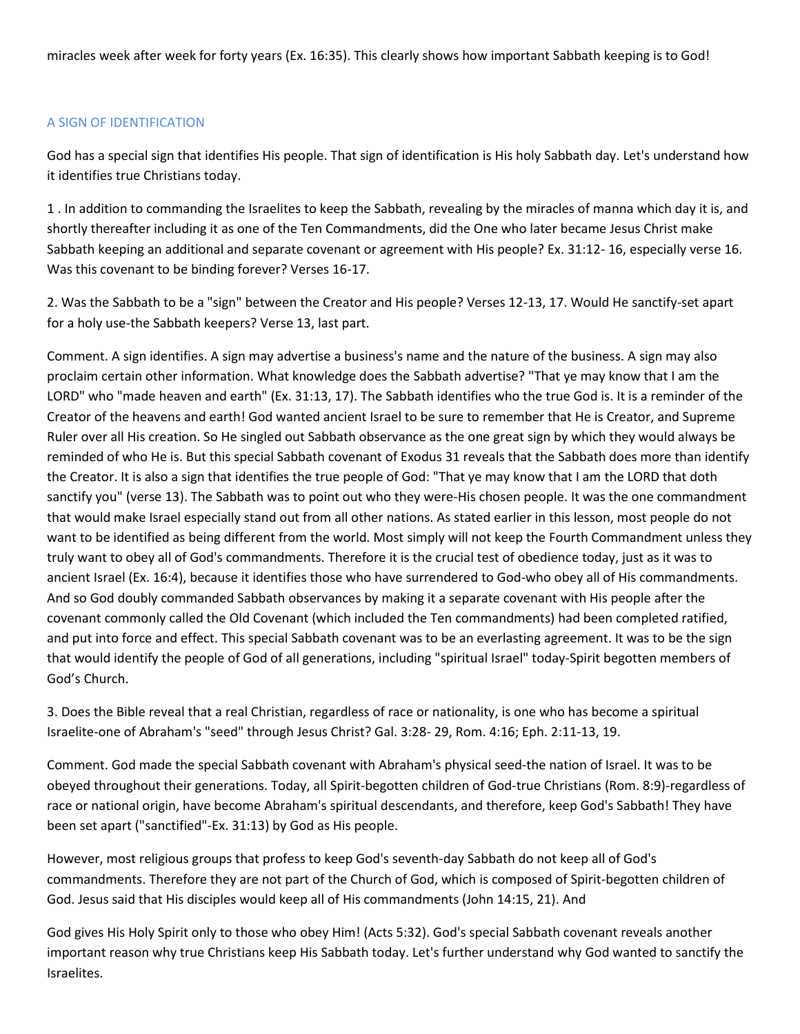miracles week after week for forty years (Ex. 16:35). This clearly shows how important Sabbath keeping is to God!

## A SIGN OF IDENTIFICATION

God has a special sign that identifies His people. That sign of identification is His holy Sabbath day. Let's understand how it identifies true Christians today.

1 . In addition to commanding the Israelites to keep the Sabbath, revealing by the miracles of manna which day it is, and shortly thereafter including it as one of the Ten Commandments, did the One who later became Jesus Christ make Sabbath keeping an additional and separate covenant or agreement with His people? Ex. 31:12- 16, especially verse 16. Was this covenant to be binding forever? Verses 16-17.

2. Was the Sabbath to be a "sign" between the Creator and His people? Verses 12-13, 17. Would He sanctify-set apart for a holy use-the Sabbath keepers? Verse 13, last part.

Comment. A sign identifies. A sign may advertise a business's name and the nature of the business. A sign may also proclaim certain other information. What knowledge does the Sabbath advertise? "That ye may know that I am the LORD" who "made heaven and earth" (Ex. 31:13, 17). The Sabbath identifies who the true God is. It is a reminder of the Creator of the heavens and earth! God wanted ancient Israel to be sure to remember that He is Creator, and Supreme Ruler over all His creation. So He singled out Sabbath observance as the one great sign by which they would always be reminded of who He is. But this special Sabbath covenant of Exodus 31 reveals that the Sabbath does more than identify the Creator. It is also a sign that identifies the true people of God: "That ye may know that I am the LORD that doth sanctify you" (verse 13). The Sabbath was to point out who they were-His chosen people. It was the one commandment that would make Israel especially stand out from all other nations. As stated earlier in this lesson, most people do not want to be identified as being different from the world. Most simply will not keep the Fourth Commandment unless they truly want to obey all of God's commandments. Therefore it is the crucial test of obedience today, just as it was to ancient Israel (Ex. 16:4), because it identifies those who have surrendered to God-who obey all of His commandments. And so God doubly commanded Sabbath observances by making it a separate covenant with His people after the covenant commonly called the Old Covenant (which included the Ten commandments) had been completed ratified, and put into force and effect. This special Sabbath covenant was to be an everlasting agreement. It was to be the sign that would identify the people of God of all generations, including "spiritual Israel" today-Spirit begotten members of God's Church.

3. Does the Bible reveal that a real Christian, regardless of race or nationality, is one who has become a spiritual Israelite-one of Abraham's "seed" through Jesus Christ? Gal. 3:28- 29, Rom. 4:16; Eph. 2:11-13, 19.

Comment. God made the special Sabbath covenant with Abraham's physical seed-the nation of Israel. It was to be obeyed throughout their generations. Today, all Spirit-begotten children of God-true Christians (Rom. 8:9)-regardless of race or national origin, have become Abraham's spiritual descendants, and therefore, keep God's Sabbath! They have been set apart ("sanctified"-Ex. 31:13) by God as His people.

However, most religious groups that profess to keep God's seventh-day Sabbath do not keep all of God's commandments. Therefore they are not part of the Church of God, which is composed of Spirit-begotten children of God. Jesus said that His disciples would keep all of His commandments (John 14:15, 21). And

God gives His Holy Spirit only to those who obey Him! (Acts 5:32). God's special Sabbath covenant reveals another important reason why true Christians keep His Sabbath today. Let's further understand why God wanted to sanctify the Israelites.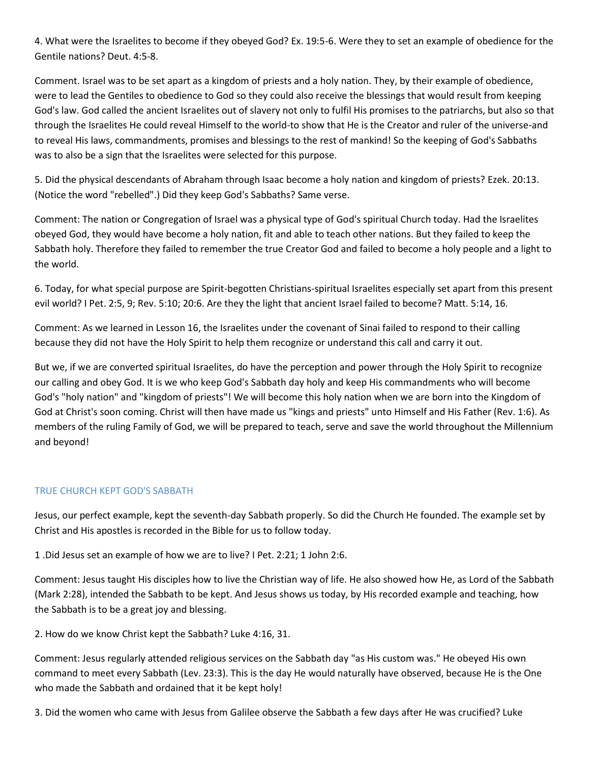4. What were the Israelites to become if they obeyed God? Ex. 19:5-6. Were they to set an example of obedience for the Gentile nations? Deut. 4:5-8.

Comment. Israel was to be set apart as a kingdom of priests and a holy nation. They, by their example of obedience, were to lead the Gentiles to obedience to God so they could also receive the blessings that would result from keeping God's law. God called the ancient Israelites out of slavery not only to fulfil His promises to the patriarchs, but also so that through the Israelites He could reveal Himself to the world-to show that He is the Creator and ruler of the universe-and to reveal His laws, commandments, promises and blessings to the rest of mankind! So the keeping of God's Sabbaths was to also be a sign that the Israelites were selected for this purpose.

5. Did the physical descendants of Abraham through Isaac become a holy nation and kingdom of priests? Ezek. 20:13. (Notice the word "rebelled".) Did they keep God's Sabbaths? Same verse.

Comment: The nation or Congregation of Israel was a physical type of God's spiritual Church today. Had the Israelites obeyed God, they would have become a holy nation, fit and able to teach other nations. But they failed to keep the Sabbath holy. Therefore they failed to remember the true Creator God and failed to become a holy people and a light to the world.

6. Today, for what special purpose are Spirit-begotten Christians-spiritual Israelites especially set apart from this present evil world? I Pet. 2:5, 9; Rev. 5:10; 20:6. Are they the light that ancient Israel failed to become? Matt. 5:14, 16.

Comment: As we learned in Lesson 16, the Israelites under the covenant of Sinai failed to respond to their calling because they did not have the Holy Spirit to help them recognize or understand this call and carry it out.

But we, if we are converted spiritual Israelites, do have the perception and power through the Holy Spirit to recognize our calling and obey God. It is we who keep God's Sabbath day holy and keep His commandments who will become God's "holy nation" and "kingdom of priests"! We will become this holy nation when we are born into the Kingdom of God at Christ's soon coming. Christ will then have made us "kings and priests" unto Himself and His Father (Rev. 1:6). As members of the ruling Family of God, we will be prepared to teach, serve and save the world throughout the Millennium and beyond!

## TRUE CHURCH KEPT GOD'S SABBATH

Jesus, our perfect example, kept the seventh-day Sabbath properly. So did the Church He founded. The example set by Christ and His apostles is recorded in the Bible for us to follow today.

1 .Did Jesus set an example of how we are to live? I Pet. 2:21; 1 John 2:6.

Comment: Jesus taught His disciples how to live the Christian way of life. He also showed how He, as Lord of the Sabbath (Mark 2:28), intended the Sabbath to be kept. And Jesus shows us today, by His recorded example and teaching, how the Sabbath is to be a great joy and blessing.

2. How do we know Christ kept the Sabbath? Luke 4:16, 31.

Comment: Jesus regularly attended religious services on the Sabbath day "as His custom was." He obeyed His own command to meet every Sabbath (Lev. 23:3). This is the day He would naturally have observed, because He is the One who made the Sabbath and ordained that it be kept holy!

3. Did the women who came with Jesus from Galilee observe the Sabbath a few days after He was crucified? Luke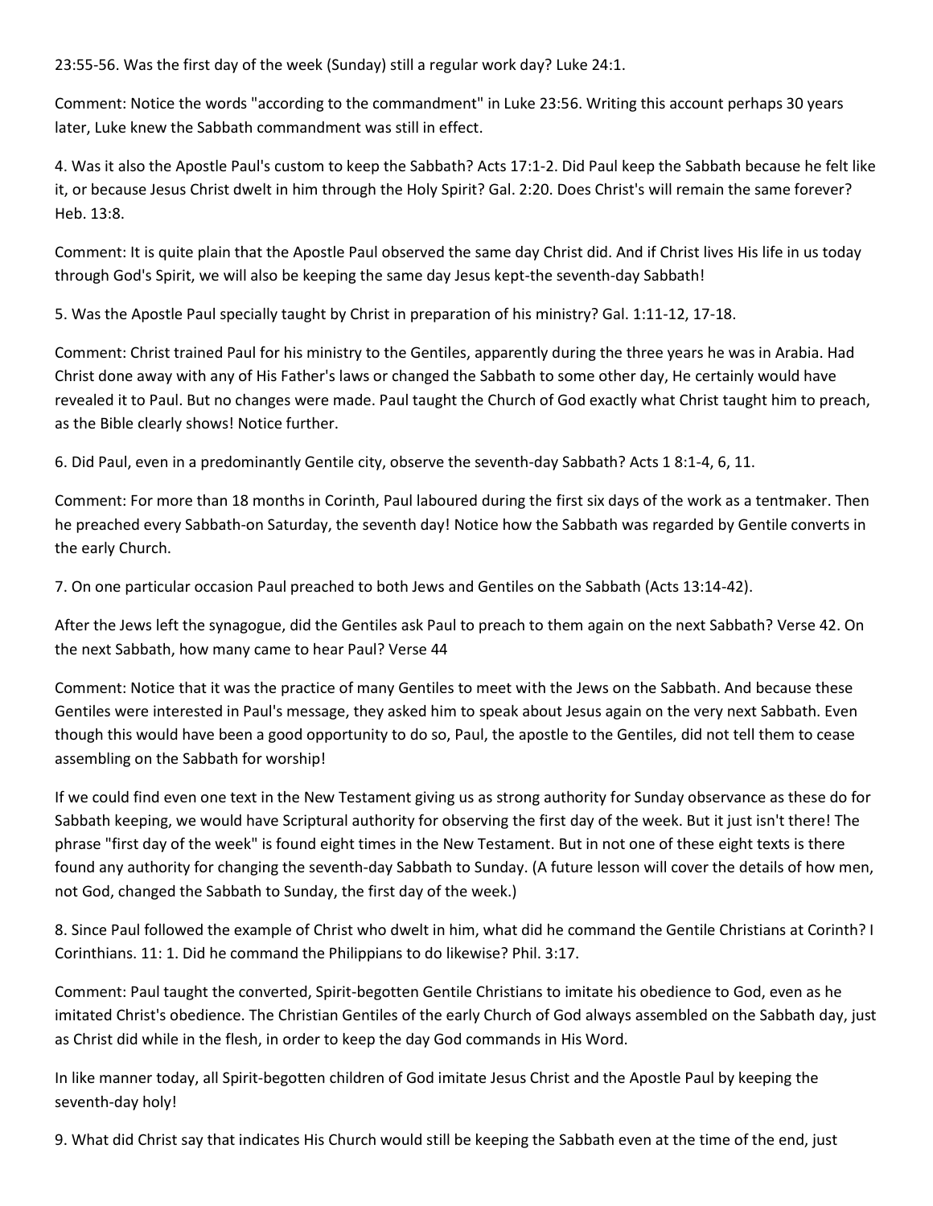23:55-56. Was the first day of the week (Sunday) still a regular work day? Luke 24:1.

Comment: Notice the words "according to the commandment" in Luke 23:56. Writing this account perhaps 30 years later, Luke knew the Sabbath commandment was still in effect.

4. Was it also the Apostle Paul's custom to keep the Sabbath? Acts 17:1-2. Did Paul keep the Sabbath because he felt like it, or because Jesus Christ dwelt in him through the Holy Spirit? Gal. 2:20. Does Christ's will remain the same forever? Heb. 13:8.

Comment: It is quite plain that the Apostle Paul observed the same day Christ did. And if Christ lives His life in us today through God's Spirit, we will also be keeping the same day Jesus kept-the seventh-day Sabbath!

5. Was the Apostle Paul specially taught by Christ in preparation of his ministry? Gal. 1:11-12, 17-18.

Comment: Christ trained Paul for his ministry to the Gentiles, apparently during the three years he was in Arabia. Had Christ done away with any of His Father's laws or changed the Sabbath to some other day, He certainly would have revealed it to Paul. But no changes were made. Paul taught the Church of God exactly what Christ taught him to preach, as the Bible clearly shows! Notice further.

6. Did Paul, even in a predominantly Gentile city, observe the seventh-day Sabbath? Acts 1 8:1-4, 6, 11.

Comment: For more than 18 months in Corinth, Paul laboured during the first six days of the work as a tentmaker. Then he preached every Sabbath-on Saturday, the seventh day! Notice how the Sabbath was regarded by Gentile converts in the early Church.

7. On one particular occasion Paul preached to both Jews and Gentiles on the Sabbath (Acts 13:14-42).

After the Jews left the synagogue, did the Gentiles ask Paul to preach to them again on the next Sabbath? Verse 42. On the next Sabbath, how many came to hear Paul? Verse 44

Comment: Notice that it was the practice of many Gentiles to meet with the Jews on the Sabbath. And because these Gentiles were interested in Paul's message, they asked him to speak about Jesus again on the very next Sabbath. Even though this would have been a good opportunity to do so, Paul, the apostle to the Gentiles, did not tell them to cease assembling on the Sabbath for worship!

If we could find even one text in the New Testament giving us as strong authority for Sunday observance as these do for Sabbath keeping, we would have Scriptural authority for observing the first day of the week. But it just isn't there! The phrase "first day of the week" is found eight times in the New Testament. But in not one of these eight texts is there found any authority for changing the seventh-day Sabbath to Sunday. (A future lesson will cover the details of how men, not God, changed the Sabbath to Sunday, the first day of the week.)

8. Since Paul followed the example of Christ who dwelt in him, what did he command the Gentile Christians at Corinth? I Corinthians. 11: 1. Did he command the Philippians to do likewise? Phil. 3:17.

Comment: Paul taught the converted, Spirit-begotten Gentile Christians to imitate his obedience to God, even as he imitated Christ's obedience. The Christian Gentiles of the early Church of God always assembled on the Sabbath day, just as Christ did while in the flesh, in order to keep the day God commands in His Word.

In like manner today, all Spirit-begotten children of God imitate Jesus Christ and the Apostle Paul by keeping the seventh-day holy!

9. What did Christ say that indicates His Church would still be keeping the Sabbath even at the time of the end, just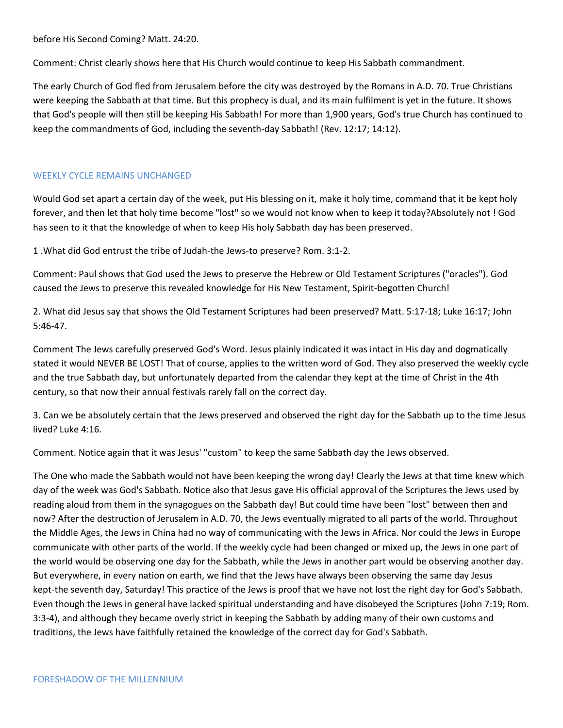before His Second Coming? Matt. 24:20.

Comment: Christ clearly shows here that His Church would continue to keep His Sabbath commandment.

The early Church of God fled from Jerusalem before the city was destroyed by the Romans in A.D. 70. True Christians were keeping the Sabbath at that time. But this prophecy is dual, and its main fulfilment is yet in the future. It shows that God's people will then still be keeping His Sabbath! For more than 1,900 years, God's true Church has continued to keep the commandments of God, including the seventh-day Sabbath! (Rev. 12:17; 14:12).

## WEEKLY CYCLE REMAINS UNCHANGED

Would God set apart a certain day of the week, put His blessing on it, make it holy time, command that it be kept holy forever, and then let that holy time become "lost" so we would not know when to keep it today?Absolutely not ! God has seen to it that the knowledge of when to keep His holy Sabbath day has been preserved.

1 .What did God entrust the tribe of Judah-the Jews-to preserve? Rom. 3:1-2.

Comment: Paul shows that God used the Jews to preserve the Hebrew or Old Testament Scriptures ("oracles"). God caused the Jews to preserve this revealed knowledge for His New Testament, Spirit-begotten Church!

2. What did Jesus say that shows the Old Testament Scriptures had been preserved? Matt. 5:17-18; Luke 16:17; John 5:46-47.

Comment The Jews carefully preserved God's Word. Jesus plainly indicated it was intact in His day and dogmatically stated it would NEVER BE LOST! That of course, applies to the written word of God. They also preserved the weekly cycle and the true Sabbath day, but unfortunately departed from the calendar they kept at the time of Christ in the 4th century, so that now their annual festivals rarely fall on the correct day.

3. Can we be absolutely certain that the Jews preserved and observed the right day for the Sabbath up to the time Jesus lived? Luke 4:16.

Comment. Notice again that it was Jesus' "custom" to keep the same Sabbath day the Jews observed.

The One who made the Sabbath would not have been keeping the wrong day! Clearly the Jews at that time knew which day of the week was God's Sabbath. Notice also that Jesus gave His official approval of the Scriptures the Jews used by reading aloud from them in the synagogues on the Sabbath day! But could time have been "lost" between then and now? After the destruction of Jerusalem in A.D. 70, the Jews eventually migrated to all parts of the world. Throughout the Middle Ages, the Jews in China had no way of communicating with the Jews in Africa. Nor could the Jews in Europe communicate with other parts of the world. If the weekly cycle had been changed or mixed up, the Jews in one part of the world would be observing one day for the Sabbath, while the Jews in another part would be observing another day. But everywhere, in every nation on earth, we find that the Jews have always been observing the same day Jesus kept-the seventh day, Saturday! This practice of the Jews is proof that we have not lost the right day for God's Sabbath. Even though the Jews in general have lacked spiritual understanding and have disobeyed the Scriptures (John 7:19; Rom. 3:3-4), and although they became overly strict in keeping the Sabbath by adding many of their own customs and traditions, the Jews have faithfully retained the knowledge of the correct day for God's Sabbath.

## FORESHADOW OF THE MILLENNIUM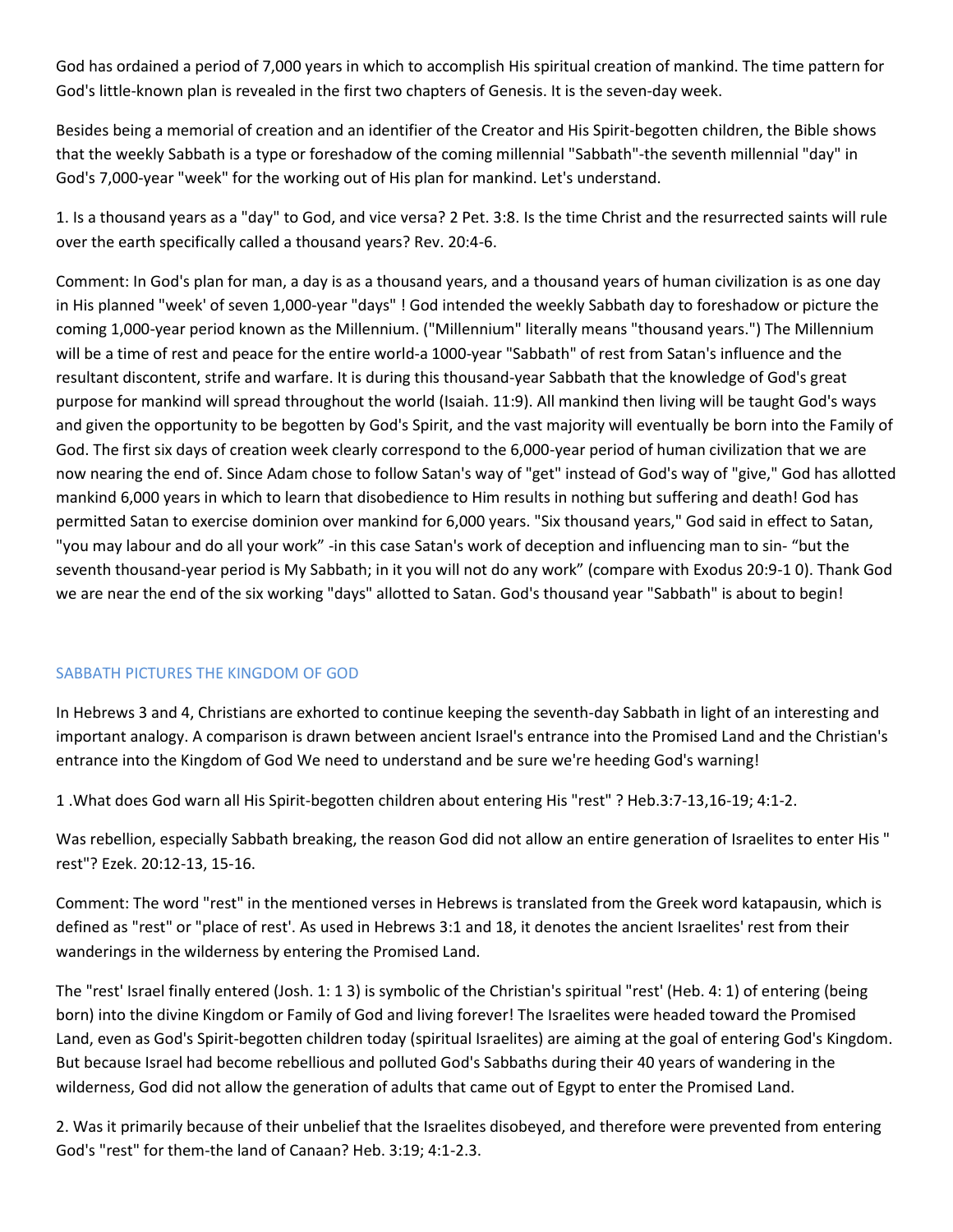God has ordained a period of 7,000 years in which to accomplish His spiritual creation of mankind. The time pattern for God's little-known plan is revealed in the first two chapters of Genesis. It is the seven-day week.

Besides being a memorial of creation and an identifier of the Creator and His Spirit-begotten children, the Bible shows that the weekly Sabbath is a type or foreshadow of the coming millennial "Sabbath"-the seventh millennial "day" in God's 7,000-year "week" for the working out of His plan for mankind. Let's understand.

1. Is a thousand years as a "day" to God, and vice versa? 2 Pet. 3:8. Is the time Christ and the resurrected saints will rule over the earth specifically called a thousand years? Rev. 20:4-6.

Comment: In God's plan for man, a day is as a thousand years, and a thousand years of human civilization is as one day in His planned "week' of seven 1,000-year "days" ! God intended the weekly Sabbath day to foreshadow or picture the coming 1,000-year period known as the Millennium. ("Millennium" literally means "thousand years.") The Millennium will be a time of rest and peace for the entire world-a 1000-year "Sabbath" of rest from Satan's influence and the resultant discontent, strife and warfare. It is during this thousand-year Sabbath that the knowledge of God's great purpose for mankind will spread throughout the world (Isaiah. 11:9). All mankind then living will be taught God's ways and given the opportunity to be begotten by God's Spirit, and the vast majority will eventually be born into the Family of God. The first six days of creation week clearly correspond to the 6,000-year period of human civilization that we are now nearing the end of. Since Adam chose to follow Satan's way of "get" instead of God's way of "give," God has allotted mankind 6,000 years in which to learn that disobedience to Him results in nothing but suffering and death! God has permitted Satan to exercise dominion over mankind for 6,000 years. "Six thousand years," God said in effect to Satan, "you may labour and do all your work" -in this case Satan's work of deception and influencing man to sin- "but the seventh thousand-year period is My Sabbath; in it you will not do any work" (compare with Exodus 20:9-1 0). Thank God we are near the end of the six working "days" allotted to Satan. God's thousand year "Sabbath" is about to begin!

## SABBATH PICTURES THE KINGDOM OF GOD

In Hebrews 3 and 4, Christians are exhorted to continue keeping the seventh-day Sabbath in light of an interesting and important analogy. A comparison is drawn between ancient Israel's entrance into the Promised Land and the Christian's entrance into the Kingdom of God We need to understand and be sure we're heeding God's warning!

1 .What does God warn all His Spirit-begotten children about entering His "rest" ? Heb.3:7-13,16-19; 4:1-2.

Was rebellion, especially Sabbath breaking, the reason God did not allow an entire generation of Israelites to enter His " rest"? Ezek. 20:12-13, 15-16.

Comment: The word "rest" in the mentioned verses in Hebrews is translated from the Greek word katapausin, which is defined as "rest" or "place of rest'. As used in Hebrews 3:1 and 18, it denotes the ancient Israelites' rest from their wanderings in the wilderness by entering the Promised Land.

The "rest' Israel finally entered (Josh. 1: 1 3) is symbolic of the Christian's spiritual "rest' (Heb. 4: 1) of entering (being born) into the divine Kingdom or Family of God and living forever! The Israelites were headed toward the Promised Land, even as God's Spirit-begotten children today (spiritual Israelites) are aiming at the goal of entering God's Kingdom. But because Israel had become rebellious and polluted God's Sabbaths during their 40 years of wandering in the wilderness, God did not allow the generation of adults that came out of Egypt to enter the Promised Land.

2. Was it primarily because of their unbelief that the Israelites disobeyed, and therefore were prevented from entering God's "rest" for them-the land of Canaan? Heb. 3:19; 4:1-2.3.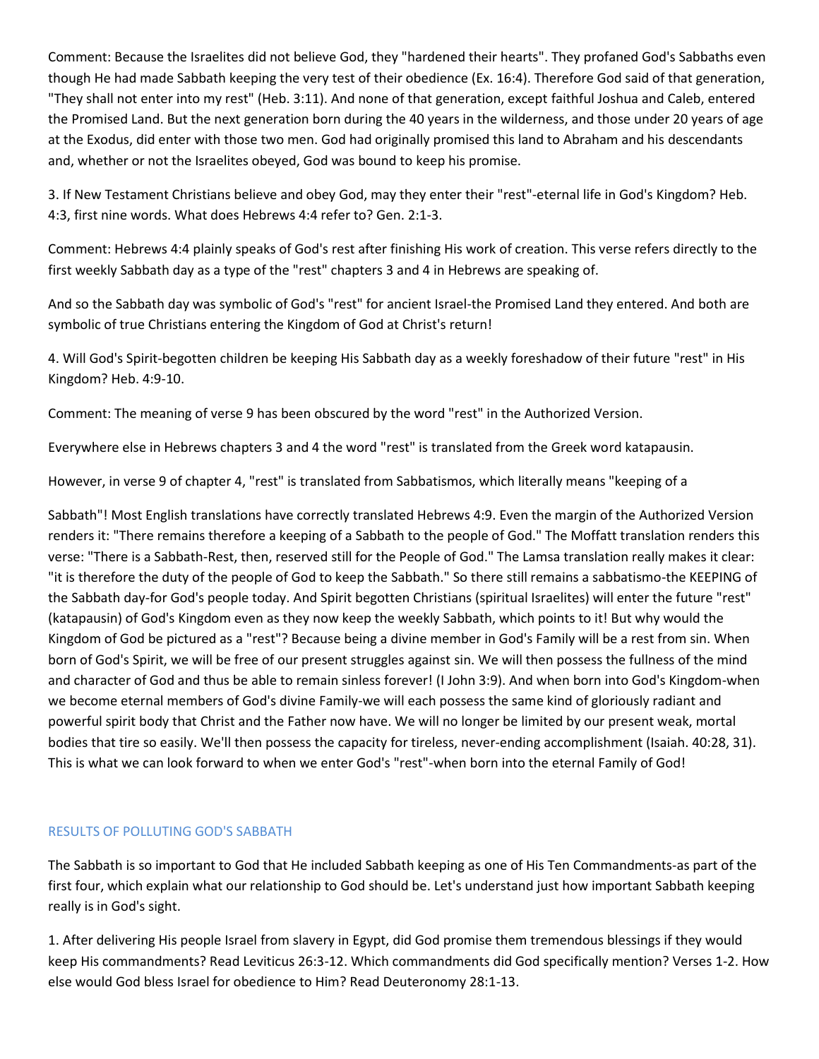Comment: Because the Israelites did not believe God, they "hardened their hearts". They profaned God's Sabbaths even though He had made Sabbath keeping the very test of their obedience (Ex. 16:4). Therefore God said of that generation, "They shall not enter into my rest" (Heb. 3:11). And none of that generation, except faithful Joshua and Caleb, entered the Promised Land. But the next generation born during the 40 years in the wilderness, and those under 20 years of age at the Exodus, did enter with those two men. God had originally promised this land to Abraham and his descendants and, whether or not the Israelites obeyed, God was bound to keep his promise.

3. If New Testament Christians believe and obey God, may they enter their "rest"-eternal life in God's Kingdom? Heb. 4:3, first nine words. What does Hebrews 4:4 refer to? Gen. 2:1-3.

Comment: Hebrews 4:4 plainly speaks of God's rest after finishing His work of creation. This verse refers directly to the first weekly Sabbath day as a type of the "rest" chapters 3 and 4 in Hebrews are speaking of.

And so the Sabbath day was symbolic of God's "rest" for ancient Israel-the Promised Land they entered. And both are symbolic of true Christians entering the Kingdom of God at Christ's return!

4. Will God's Spirit-begotten children be keeping His Sabbath day as a weekly foreshadow of their future "rest" in His Kingdom? Heb. 4:9-10.

Comment: The meaning of verse 9 has been obscured by the word "rest" in the Authorized Version.

Everywhere else in Hebrews chapters 3 and 4 the word "rest" is translated from the Greek word katapausin.

However, in verse 9 of chapter 4, "rest" is translated from Sabbatismos, which literally means "keeping of a Sabbath"! Most English translations have correctly translated Hebrews 4:9. Even the margin of the Authorized Version renders it: "There remains therefore a keeping of a Sabbath to the people of God." The Moffatt translation renders this verse: "There is a Sabbath-Rest, then, reserved still for the People of God." The Lamsa translation really makes it clear: "it is therefore the duty of the people of God to keep the Sabbath." So there still remains a sabbatismo-the KEEPING of the Sabbath day-for God's people today. And Spirit begotten Christians (spiritual Israelites) will enter the future "rest" (katapausin) of God's Kingdom even as they now keep the weekly Sabbath, which points to it! But why would the Kingdom of God be pictured as a "rest"? Because being a divine member in God's Family will be a rest from sin. When born of God's Spirit, we will be free of our present struggles against sin. We will then possess the fullness of the mind and character of God and thus be able to remain sinless forever! (I John 3:9). And when born into God's Kingdom-when we become eternal members of God's divine Family-we will each possess the same kind of gloriously radiant and powerful spirit body that Christ and the Father now have. We will no longer be limited by our present weak, mortal bodies that tire so easily. We'll then possess the capacity for tireless, never-ending accomplishment (Isaiah. 40:28, 31). This is what we can look forward to when we enter God's "rest"-when born into the eternal Family of God!

## RESULTS OF POLLUTING GOD'S SABBATH

The Sabbath is so important to God that He included Sabbath keeping as one of His Ten Commandments-as part of the first four, which explain what our relationship to God should be. Let's understand just how important Sabbath keeping really is in God's sight.

1. After delivering His people Israel from slavery in Egypt, did God promise them tremendous blessings if they would keep His commandments? Read Leviticus 26:3-12. Which commandments did God specifically mention? Verses 1-2. How else would God bless Israel for obedience to Him? Read Deuteronomy 28:1-13.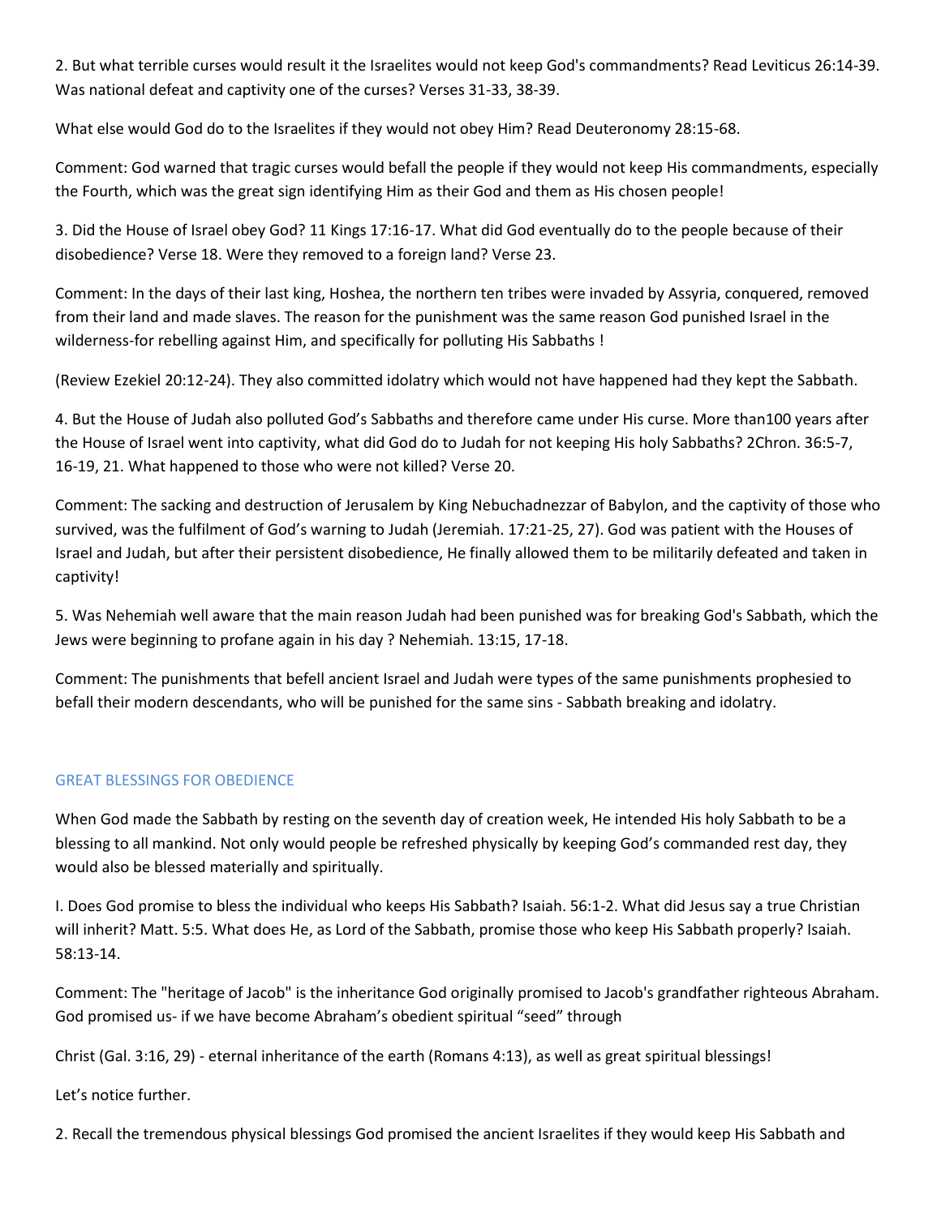2. But what terrible curses would result it the Israelites would not keep God's commandments? Read Leviticus 26:14-39. Was national defeat and captivity one of the curses? Verses 31-33, 38-39.

What else would God do to the Israelites if they would not obey Him? Read Deuteronomy 28:15-68.

Comment: God warned that tragic curses would befall the people if they would not keep His commandments, especially the Fourth, which was the great sign identifying Him as their God and them as His chosen people!

3. Did the House of Israel obey God? 11 Kings 17:16-17. What did God eventually do to the people because of their disobedience? Verse 18. Were they removed to a foreign land? Verse 23.

Comment: In the days of their last king, Hoshea, the northern ten tribes were invaded by Assyria, conquered, removed from their land and made slaves. The reason for the punishment was the same reason God punished Israel in the wilderness-for rebelling against Him, and specifically for polluting His Sabbaths !

(Review Ezekiel 20:12-24). They also committed idolatry which would not have happened had they kept the Sabbath.

4. But the House of Judah also polluted God's Sabbaths and therefore came under His curse. More than100 years after the House of Israel went into captivity, what did God do to Judah for not keeping His holy Sabbaths? 2Chron. 36:5-7, 16-19, 21. What happened to those who were not killed? Verse 20.

Comment: The sacking and destruction of Jerusalem by King Nebuchadnezzar of Babylon, and the captivity of those who survived, was the fulfilment of God's warning to Judah (Jeremiah. 17:21-25, 27). God was patient with the Houses of Israel and Judah, but after their persistent disobedience, He finally allowed them to be militarily defeated and taken in captivity!

5. Was Nehemiah well aware that the main reason Judah had been punished was for breaking God's Sabbath, which the Jews were beginning to profane again in his day ? Nehemiah. 13:15, 17-18.

Comment: The punishments that befell ancient Israel and Judah were types of the same punishments prophesied to befall their modern descendants, who will be punished for the same sins - Sabbath breaking and idolatry.

## GREAT BLESSINGS FOR OBEDIENCE

When God made the Sabbath by resting on the seventh day of creation week, He intended His holy Sabbath to be a blessing to all mankind. Not only would people be refreshed physically by keeping God's commanded rest day, they would also be blessed materially and spiritually.

I. Does God promise to bless the individual who keeps His Sabbath? Isaiah. 56:1-2. What did Jesus say a true Christian will inherit? Matt. 5:5. What does He, as Lord of the Sabbath, promise those who keep His Sabbath properly? Isaiah. 58:13-14.

Comment: The "heritage of Jacob" is the inheritance God originally promised to Jacob's grandfather righteous Abraham. God promised us- if we have become Abraham's obedient spiritual "seed" through

Christ (Gal. 3:16, 29) - eternal inheritance of the earth (Romans 4:13), as well as great spiritual blessings!

Let's notice further.

2. Recall the tremendous physical blessings God promised the ancient Israelites if they would keep His Sabbath and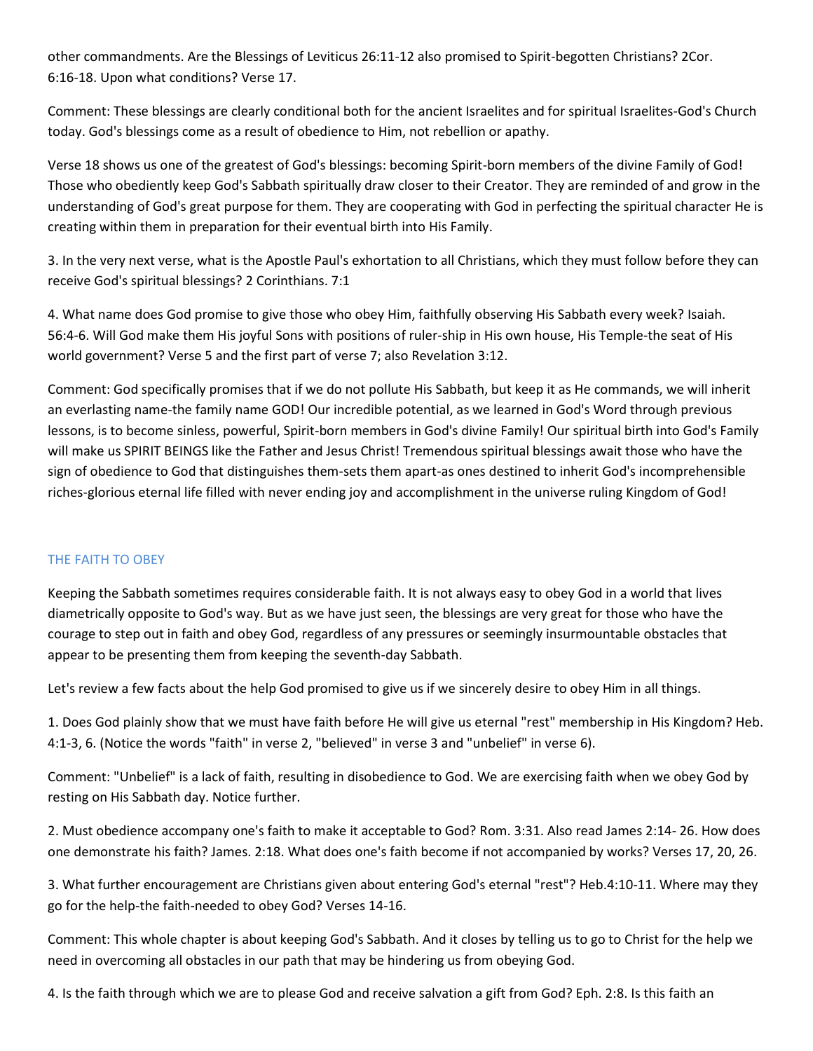other commandments. Are the Blessings of Leviticus 26:11-12 also promised to Spirit-begotten Christians? 2Cor. 6:16-18. Upon what conditions? Verse 17.

Comment: These blessings are clearly conditional both for the ancient Israelites and for spiritual Israelites-God's Church today. God's blessings come as a result of obedience to Him, not rebellion or apathy.

Verse 18 shows us one of the greatest of God's blessings: becoming Spirit-born members of the divine Family of God! Those who obediently keep God's Sabbath spiritually draw closer to their Creator. They are reminded of and grow in the understanding of God's great purpose for them. They are cooperating with God in perfecting the spiritual character He is creating within them in preparation for their eventual birth into His Family.

3. In the very next verse, what is the Apostle Paul's exhortation to all Christians, which they must follow before they can receive God's spiritual blessings? 2 Corinthians. 7:1

4. What name does God promise to give those who obey Him, faithfully observing His Sabbath every week? Isaiah. 56:4-6. Will God make them His joyful Sons with positions of ruler-ship in His own house, His Temple-the seat of His world government? Verse 5 and the first part of verse 7; also Revelation 3:12.

Comment: God specifically promises that if we do not pollute His Sabbath, but keep it as He commands, we will inherit an everlasting name-the family name GOD! Our incredible potential, as we learned in God's Word through previous lessons, is to become sinless, powerful, Spirit-born members in God's divine Family! Our spiritual birth into God's Family will make us SPIRIT BEINGS like the Father and Jesus Christ! Tremendous spiritual blessings await those who have the sign of obedience to God that distinguishes them-sets them apart-as ones destined to inherit God's incomprehensible riches-glorious eternal life filled with never ending joy and accomplishment in the universe ruling Kingdom of God!

## THE FAITH TO OBEY

Keeping the Sabbath sometimes requires considerable faith. It is not always easy to obey God in a world that lives diametrically opposite to God's way. But as we have just seen, the blessings are very great for those who have the courage to step out in faith and obey God, regardless of any pressures or seemingly insurmountable obstacles that appear to be presenting them from keeping the seventh-day Sabbath.

Let's review a few facts about the help God promised to give us if we sincerely desire to obey Him in all things.

1. Does God plainly show that we must have faith before He will give us eternal "rest" membership in His Kingdom? Heb. 4:1-3, 6. (Notice the words "faith" in verse 2, "believed" in verse 3 and "unbelief" in verse 6).

Comment: "Unbelief" is a lack of faith, resulting in disobedience to God. We are exercising faith when we obey God by resting on His Sabbath day. Notice further.

2. Must obedience accompany one's faith to make it acceptable to God? Rom. 3:31. Also read James 2:14- 26. How does one demonstrate his faith? James. 2:18. What does one's faith become if not accompanied by works? Verses 17, 20, 26.

3. What further encouragement are Christians given about entering God's eternal "rest"? Heb.4:10-11. Where may they go for the help-the faith-needed to obey God? Verses 14-16.

Comment: This whole chapter is about keeping God's Sabbath. And it closes by telling us to go to Christ for the help we need in overcoming all obstacles in our path that may be hindering us from obeying God.

4. Is the faith through which we are to please God and receive salvation a gift from God? Eph. 2:8. Is this faith an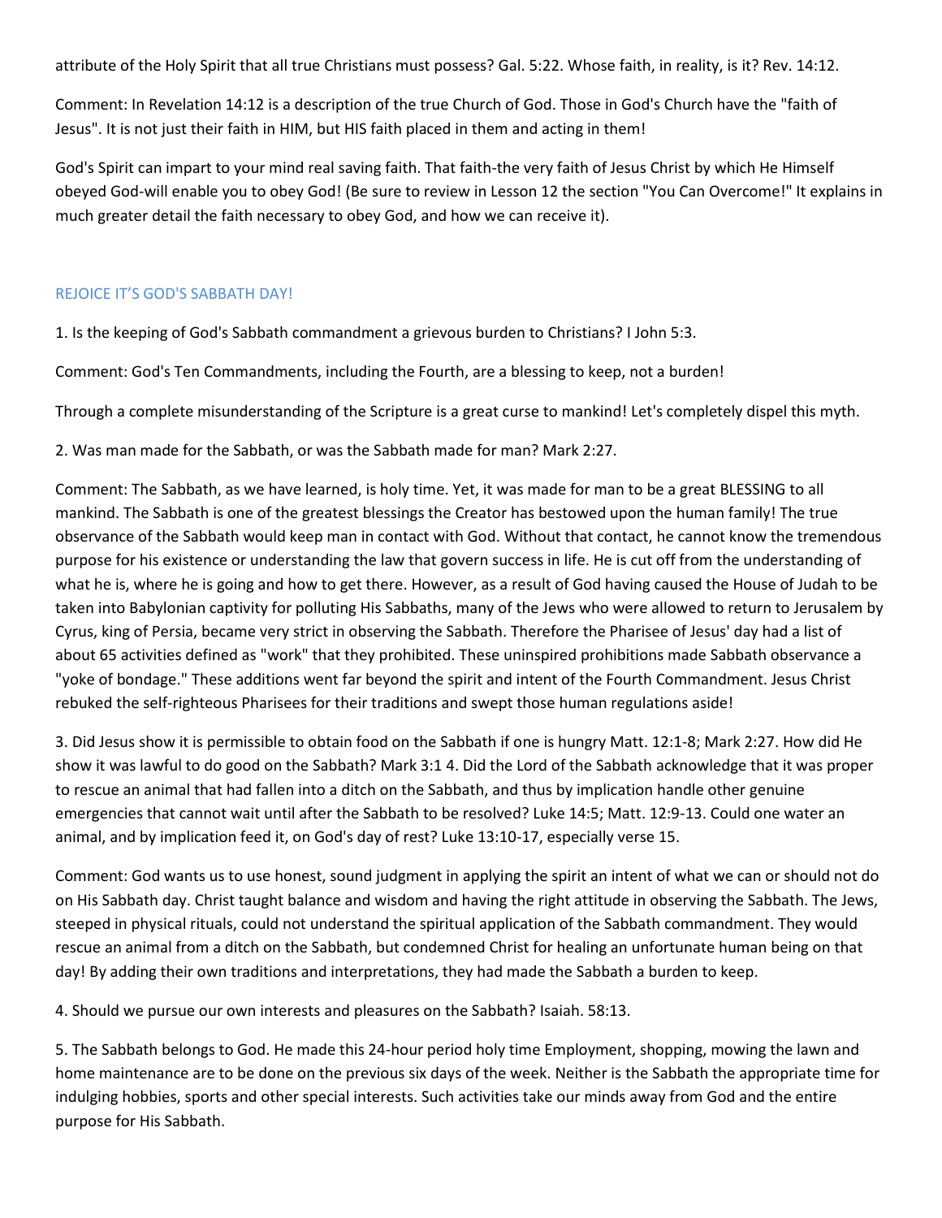attribute of the Holy Spirit that all true Christians must possess? Gal. 5:22. Whose faith, in reality, is it? Rev. 14:12.

Comment: In Revelation 14:12 is a description of the true Church of God. Those in God's Church have the "faith of Jesus". It is not just their faith in HIM, but HIS faith placed in them and acting in them!

God's Spirit can impart to your mind real saving faith. That faith-the very faith of Jesus Christ by which He Himself obeyed God-will enable you to obey God! (Be sure to review in Lesson 12 the section "You Can Overcome!" It explains in much greater detail the faith necessary to obey God, and how we can receive it).

## REJOICE IT'S GOD'S SABBATH DAY!

1. Is the keeping of God's Sabbath commandment a grievous burden to Christians? I John 5:3.

Comment: God's Ten Commandments, including the Fourth, are a blessing to keep, not a burden!

Through a complete misunderstanding of the Scripture is a great curse to mankind! Let's completely dispel this myth.

2. Was man made for the Sabbath, or was the Sabbath made for man? Mark 2:27.

Comment: The Sabbath, as we have learned, is holy time. Yet, it was made for man to be a great BLESSING to all mankind. The Sabbath is one of the greatest blessings the Creator has bestowed upon the human family! The true observance of the Sabbath would keep man in contact with God. Without that contact, he cannot know the tremendous purpose for his existence or understanding the law that govern success in life. He is cut off from the understanding of what he is, where he is going and how to get there. However, as a result of God having caused the House of Judah to be taken into Babylonian captivity for polluting His Sabbaths, many of the Jews who were allowed to return to Jerusalem by Cyrus, king of Persia, became very strict in observing the Sabbath. Therefore the Pharisee of Jesus' day had a list of about 65 activities defined as "work" that they prohibited. These uninspired prohibitions made Sabbath observance a "yoke of bondage." These additions went far beyond the spirit and intent of the Fourth Commandment. Jesus Christ rebuked the self-righteous Pharisees for their traditions and swept those human regulations aside!

3. Did Jesus show it is permissible to obtain food on the Sabbath if one is hungry Matt. 12:1-8; Mark 2:27. How did He show it was lawful to do good on the Sabbath? Mark 3:1 4. Did the Lord of the Sabbath acknowledge that it was proper to rescue an animal that had fallen into a ditch on the Sabbath, and thus by implication handle other genuine emergencies that cannot wait until after the Sabbath to be resolved? Luke 14:5; Matt. 12:9-13. Could one water an animal, and by implication feed it, on God's day of rest? Luke 13:10-17, especially verse 15.

Comment: God wants us to use honest, sound judgment in applying the spirit an intent of what we can or should not do on His Sabbath day. Christ taught balance and wisdom and having the right attitude in observing the Sabbath. The Jews, steeped in physical rituals, could not understand the spiritual application of the Sabbath commandment. They would rescue an animal from a ditch on the Sabbath, but condemned Christ for healing an unfortunate human being on that day! By adding their own traditions and interpretations, they had made the Sabbath a burden to keep.

4. Should we pursue our own interests and pleasures on the Sabbath? Isaiah. 58:13.

5. The Sabbath belongs to God. He made this 24-hour period holy time Employment, shopping, mowing the lawn and home maintenance are to be done on the previous six days of the week. Neither is the Sabbath the appropriate time for indulging hobbies, sports and other special interests. Such activities take our minds away from God and the entire purpose for His Sabbath.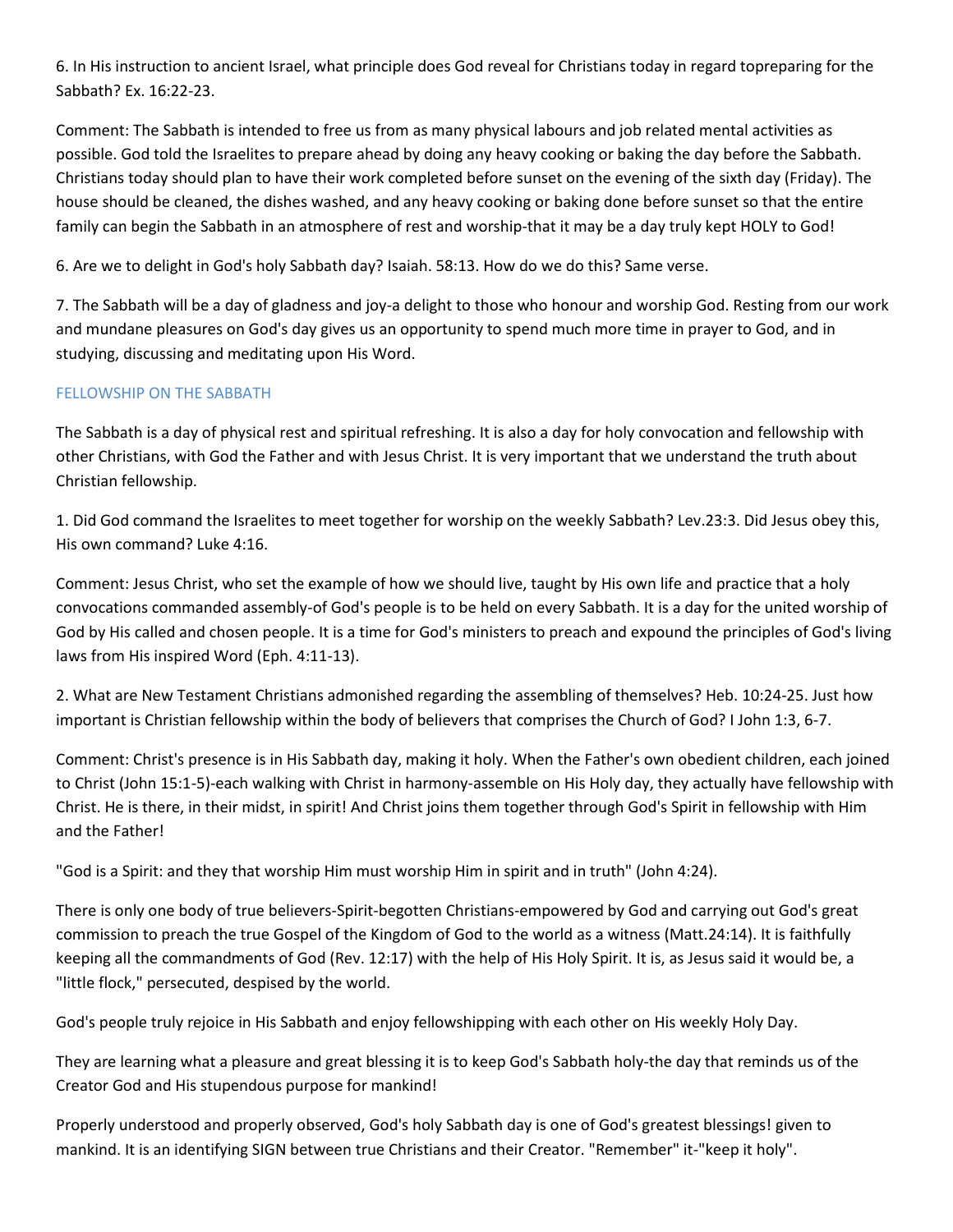6. In His instruction to ancient Israel, what principle does God reveal for Christians today in regard topreparing for the Sabbath? Ex. 16:22-23.

Comment: The Sabbath is intended to free us from as many physical labours and job related mental activities as possible. God told the Israelites to prepare ahead by doing any heavy cooking or baking the day before the Sabbath. Christians today should plan to have their work completed before sunset on the evening of the sixth day (Friday). The house should be cleaned, the dishes washed, and any heavy cooking or baking done before sunset so that the entire family can begin the Sabbath in an atmosphere of rest and worship-that it may be a day truly kept HOLY to God!

6. Are we to delight in God's holy Sabbath day? Isaiah. 58:13. How do we do this? Same verse.

7. The Sabbath will be a day of gladness and joy-a delight to those who honour and worship God. Resting from our work and mundane pleasures on God's day gives us an opportunity to spend much more time in prayer to God, and in studying, discussing and meditating upon His Word.

## FELLOWSHIP ON THE SABBATH

The Sabbath is a day of physical rest and spiritual refreshing. It is also a day for holy convocation and fellowship with other Christians, with God the Father and with Jesus Christ. It is very important that we understand the truth about Christian fellowship.

1. Did God command the Israelites to meet together for worship on the weekly Sabbath? Lev.23:3. Did Jesus obey this, His own command? Luke 4:16.

Comment: Jesus Christ, who set the example of how we should live, taught by His own life and practice that a holy convocations commanded assembly-of God's people is to be held on every Sabbath. It is a day for the united worship of God by His called and chosen people. It is a time for God's ministers to preach and expound the principles of God's living laws from His inspired Word (Eph. 4:11-13).

2. What are New Testament Christians admonished regarding the assembling of themselves? Heb. 10:24-25. Just how important is Christian fellowship within the body of believers that comprises the Church of God? I John 1:3, 6-7.

Comment: Christ's presence is in His Sabbath day, making it holy. When the Father's own obedient children, each joined to Christ (John 15:1-5)-each walking with Christ in harmony-assemble on His Holy day, they actually have fellowship with Christ. He is there, in their midst, in spirit! And Christ joins them together through God's Spirit in fellowship with Him and the Father!

"God is a Spirit: and they that worship Him must worship Him in spirit and in truth" (John 4:24).

There is only one body of true believers-Spirit-begotten Christians-empowered by God and carrying out God's great commission to preach the true Gospel of the Kingdom of God to the world as a witness (Matt.24:14). It is faithfully keeping all the commandments of God (Rev. 12:17) with the help of His Holy Spirit. It is, as Jesus said it would be, a "little flock," persecuted, despised by the world.

God's people truly rejoice in His Sabbath and enjoy fellowshipping with each other on His weekly Holy Day.

They are learning what a pleasure and great blessing it is to keep God's Sabbath holy-the day that reminds us of the Creator God and His stupendous purpose for mankind!

Properly understood and properly observed, God's holy Sabbath day is one of God's greatest blessings! given to mankind. It is an identifying SIGN between true Christians and their Creator. "Remember" it-"keep it holy".